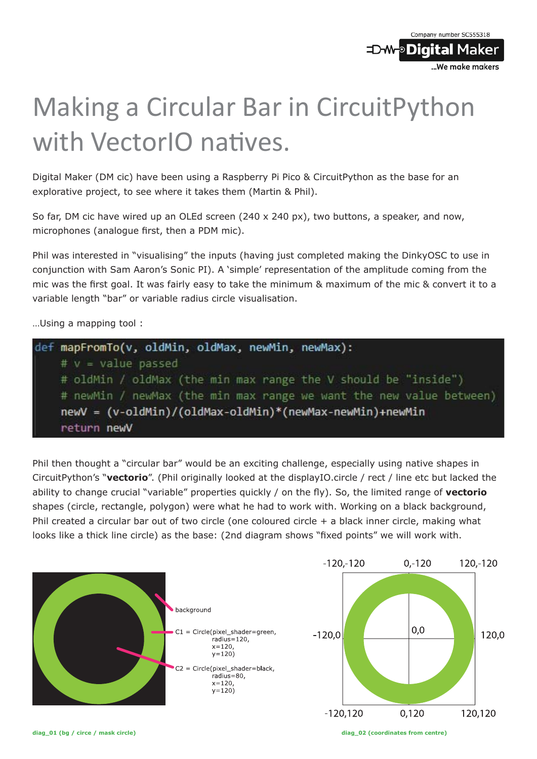# Making a Circular Bar in CircuitPython with VectorIO natives.

Digital Maker (DM cic) have been using a Raspberry Pi Pico & CircuitPython as the base for an explorative project, to see where it takes them (Martin & Phil).

So far, DM cic have wired up an OLEd screen (240 x 240 px), two buttons, a speaker, and now, microphones (analogue first, then a PDM mic).

Phil was interested in "visualising" the inputs (having just completed making the DinkyOSC to use in conjunction with Sam Aaron's Sonic PI). A 'simple' representation of the amplitude coming from the mic was the first goal. It was fairly easy to take the minimum & maximum of the mic & convert it to a variable length "bar" or variable radius circle visualisation.

…Using a mapping tool :

```
def mapFromTo(v, oldMin, oldMax, newMin, newMax):
    # v = value passed
    # oldMin / oldMax (the min max range the V should be "inside")
    # newMin / newMax (the min max range we want the new value between)
    newV = (v-oldMin)/(oldMax-oldMin)*(newMax-newMin)+newMin
    return newV
```

Phil then thought a "circular bar" would be an exciting challenge, especially using native shapes in CircuitPython's "**vectorio**". (Phil originally looked at the displayIO.circle / rect / line etc but lacked the ability to change crucial "variable" properties quickly / on the fly). So, the limited range of **vectorio** shapes (circle, rectangle, polygon) were what he had to work with. Working on a black background, Phil created a circular bar out of two circle (one coloured circle + a black inner circle, making what looks like a thick line circle) as the base: (2nd diagram shows "fixed points" we will work with.

background

C1 = Circle(pixel_shader=green,
radius=120,
x=120,
y=120)

C2 = Circle(pixel_shader=black,
radius=80,
x=120,
y=120)

diag_01 (bg / circe / mask circle)

-120,-120 0,-120 120,-120
-120,0 0,0 120,0
-120,120 0,120 120,120

diag_02 (coordinates from centre)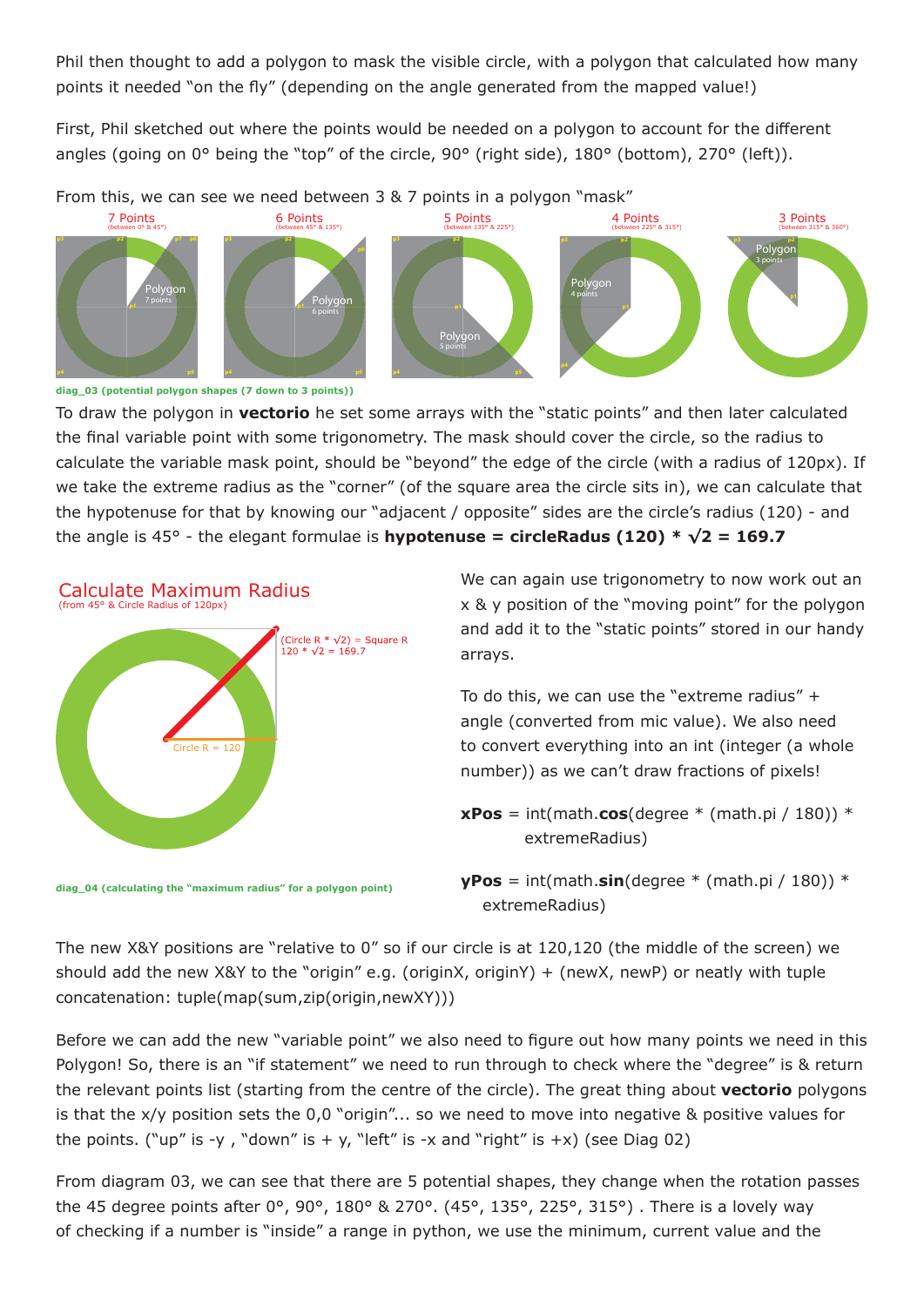Phil then thought to add a polygon to mask the visible circle, with a polygon that calculated how many points it needed "on the fly" (depending on the angle generated from the mapped value!)

First, Phil sketched out where the points would be needed on a polygon to account for the different angles (going on 0° being the "top" of the circle, 90° (right side), 180° (bottom), 270° (left)).

From this, we can see we need between 3 & 7 points in a polygon "mask"

diag_03 (potential polygon shapes (7 down to 3 points))

To draw the polygon in **vectorio** he set some arrays with the "static points" and then later calculated the final variable point with some trigonometry. The mask should cover the circle, so the radius to calculate the variable mask point, should be "beyond" the edge of the circle (with a radius of 120px). If we take the extreme radius as the "corner" (of the square area the circle sits in), we can calculate that the hypotenuse for that by knowing our "adjacent / opposite" sides are the circle's radius (120) - and the angle is 45° - the elegant formulae is **hypotenuse = circleRadus (120) * √2 = 169.7**

diag_04 (calculating the "maximum radius" for a polygon point)

We can again use trigonometry to now work out an x & y position of the "moving point" for the polygon and add it to the "static points" stored in our handy arrays.

To do this, we can use the "extreme radius" + angle (converted from mic value). We also need to convert everything into an int (integer (a whole number)) as we can't draw fractions of pixels!

**xPos** = int(math.**cos**(degree * (math.pi / 180)) * extremeRadius)

**yPos** = int(math.**sin**(degree * (math.pi / 180)) * extremeRadius)

The new X&Y positions are "relative to 0" so if our circle is at 120,120 (the middle of the screen) we should add the new X&Y to the "origin" e.g. (originX, originY) + (newX, newP) or neatly with tuple concatenation: tuple(map(sum,zip(origin,newXY)))

Before we can add the new "variable point" we also need to figure out how many points we need in this Polygon! So, there is an "if statement" we need to run through to check where the "degree" is & return the relevant points list (starting from the centre of the circle). The great thing about **vectorio** polygons is that the x/y position sets the 0,0 "origin"... so we need to move into negative & positive values for the points. ("up" is -y , "down" is + y, "left" is -x and "right" is +x) (see Diag 02)

From diagram 03, we can see that there are 5 potential shapes, they change when the rotation passes the 45 degree points after 0°, 90°, 180° & 270°. (45°, 135°, 225°, 315°) . There is a lovely way of checking if a number is "inside" a range in python, we use the minimum, current value and the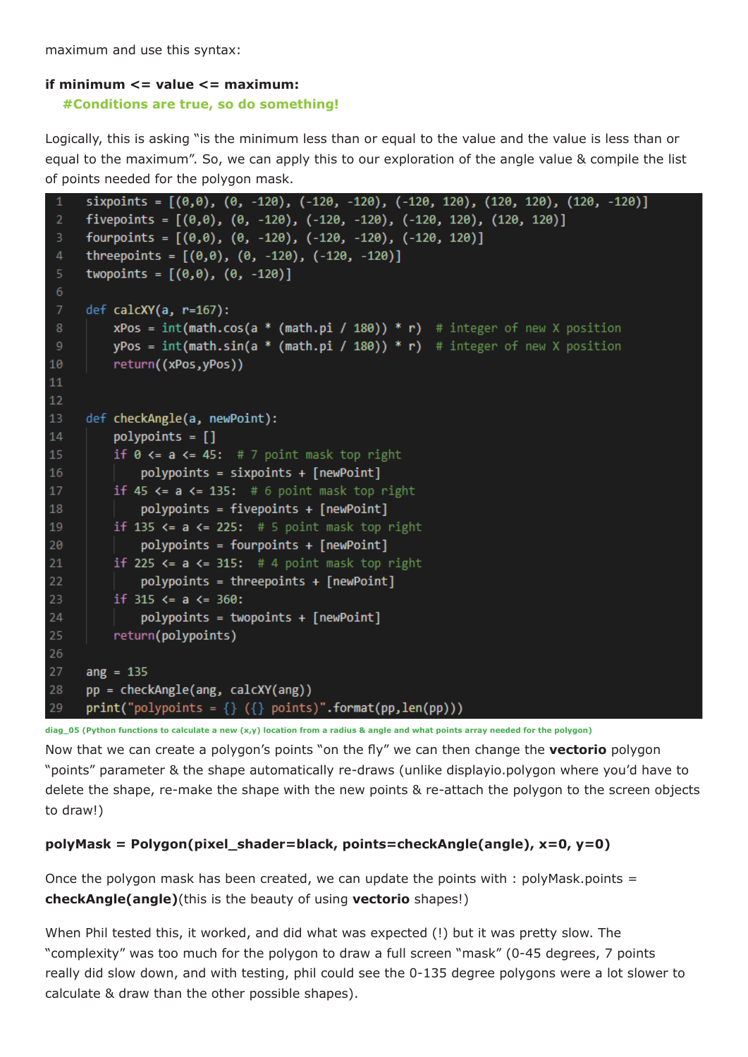maximum and use this syntax:

**if minimum <= value <= maximum:**
    **#Conditions are true, so do something!**

Logically, this is asking "is the minimum less than or equal to the value and the value is less than or equal to the maximum". So, we can apply this to our exploration of the angle value & compile the list of points needed for the polygon mask.

```python
sixpoints = [(0,0), (0, -120), (-120, -120), (-120, 120), (120, 120), (120, -120)]
fivepoints = [(0,0), (0, -120), (-120, -120), (-120, 120), (120, 120)]
fourpoints = [(0,0), (0, -120), (-120, -120), (-120, 120)]
threepoints = [(0,0), (0, -120), (-120, -120)]
twopoints = [(0,0), (0, -120)]

def calcXY(a, r=167):
    xPos = int(math.cos(a * (math.pi / 180)) * r)  # integer of new X position
    yPos = int(math.sin(a * (math.pi / 180)) * r)  # integer of new X position
    return((xPos,yPos))


def checkAngle(a, newPoint):
    polypoints = []
    if 0 <= a <= 45:  # 7 point mask top right
        polypoints = sixpoints + [newPoint]
    if 45 <= a <= 135:  # 6 point mask top right
        polypoints = fivepoints + [newPoint]
    if 135 <= a <= 225:  # 5 point mask top right
        polypoints = fourpoints + [newPoint]
    if 225 <= a <= 315:  # 4 point mask top right
        polypoints = threepoints + [newPoint]
    if 315 <= a <= 360:
        polypoints = twopoints + [newPoint]
    return(polypoints)

ang = 135
pp = checkAngle(ang, calcXY(ang))
print("polypoints = {} ({} points)".format(pp,len(pp)))
```

diag_05 (Python functions to calculate a new (x,y) location from a radius & angle and what points array needed for the polygon)

Now that we can create a polygon's points "on the fly" we can then change the **vectorio** polygon "points" parameter & the shape automatically re-draws (unlike displayio.polygon where you'd have to delete the shape, re-make the shape with the new points & re-attach the polygon to the screen objects to draw!)

**polyMask = Polygon(pixel_shader=black, points=checkAngle(angle), x=0, y=0)**

Once the polygon mask has been created, we can update the points with : polyMask.points = **checkAngle(angle)**(this is the beauty of using **vectorio** shapes!)

When Phil tested this, it worked, and did what was expected (!) but it was pretty slow. The "complexity" was too much for the polygon to draw a full screen "mask" (0-45 degrees, 7 points really did slow down, and with testing, phil could see the 0-135 degree polygons were a lot slower to calculate & draw than the other possible shapes).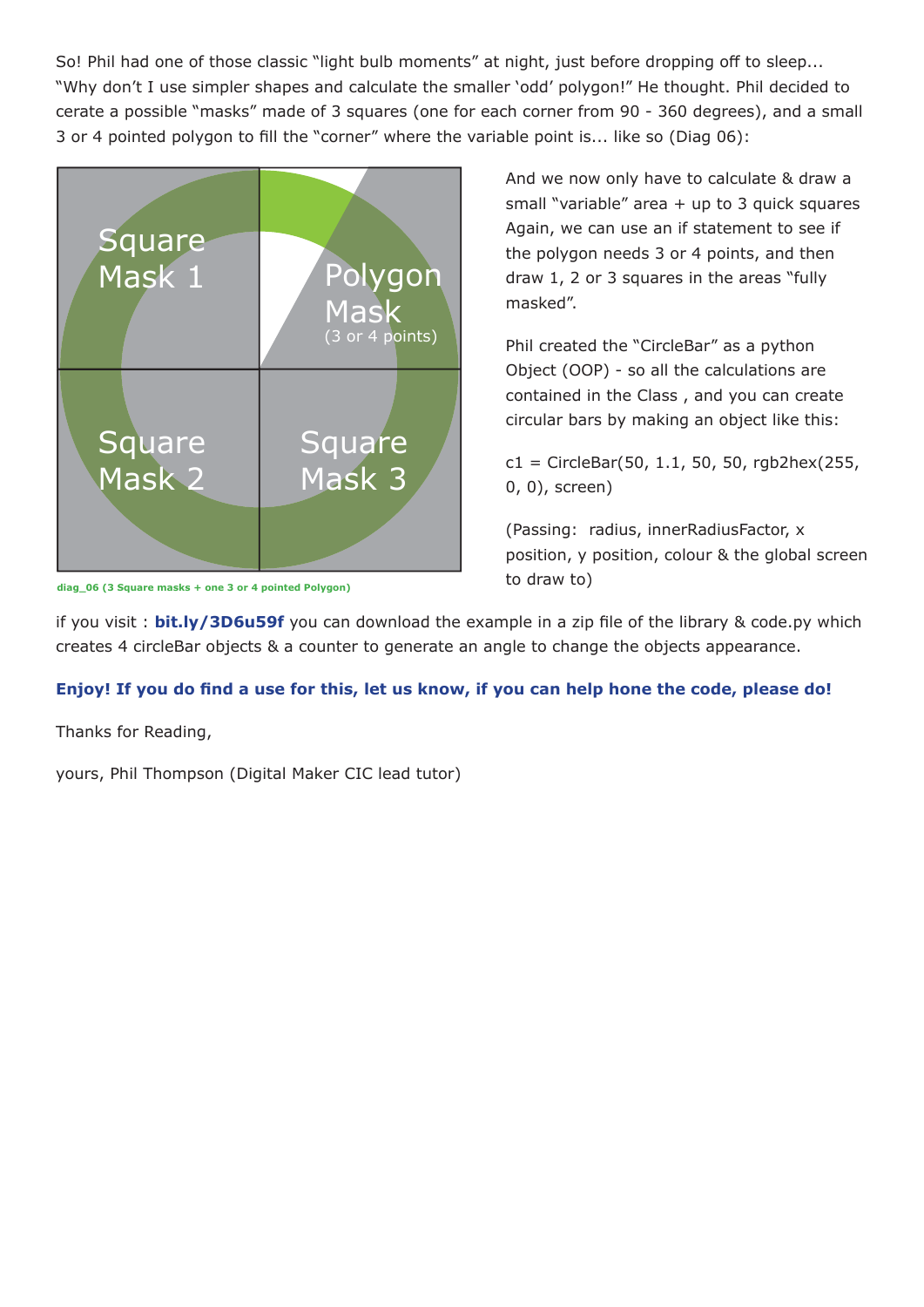So! Phil had one of those classic "light bulb moments" at night, just before dropping off to sleep... "Why don't I use simpler shapes and calculate the smaller 'odd' polygon!" He thought. Phil decided to cerate a possible "masks" made of 3 squares (one for each corner from 90 - 360 degrees), and a small 3 or 4 pointed polygon to fill the "corner" where the variable point is... like so (Diag 06):

Square Mask 1

Polygon Mask
(3 or 4 points)

Square Mask 2

Square Mask 3

diag_06 (3 Square masks + one 3 or 4 pointed Polygon)

And we now only have to calculate & draw a small "variable" area + up to 3 quick squares Again, we can use an if statement to see if the polygon needs 3 or 4 points, and then draw 1, 2 or 3 squares in the areas "fully masked".

Phil created the "CircleBar" as a python Object (OOP) - so all the calculations are contained in the Class , and you can create circular bars by making an object like this:

c1 = CircleBar(50, 1.1, 50, 50, rgb2hex(255, 0, 0), screen)

(Passing: radius, innerRadiusFactor, x position, y position, colour & the global screen to draw to)

if you visit : **bit.ly/3D6u59f** you can download the example in a zip file of the library & code.py which creates 4 circleBar objects & a counter to generate an angle to change the objects appearance.

**Enjoy! If you do find a use for this, let us know, if you can help hone the code, please do!**

Thanks for Reading,

yours, Phil Thompson (Digital Maker CIC lead tutor)